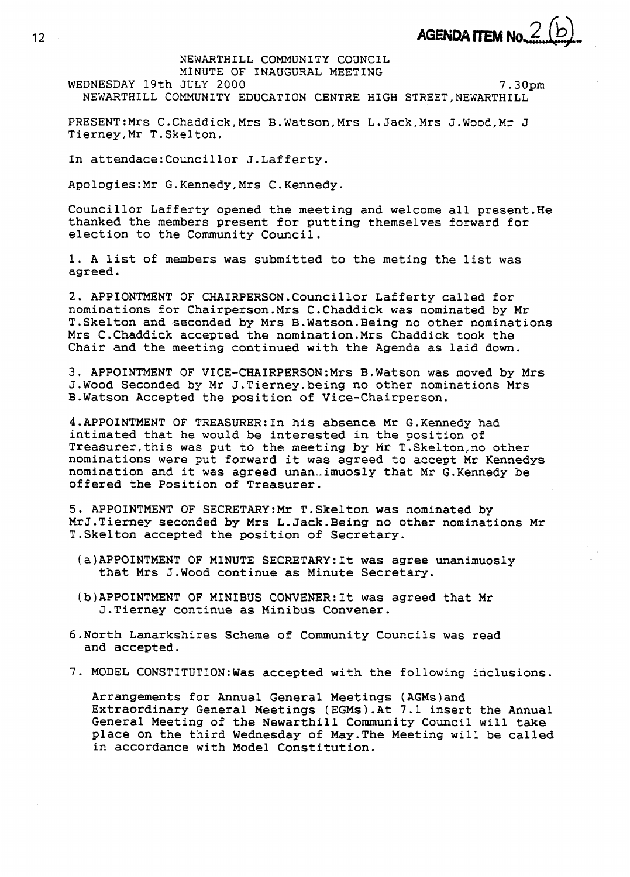**AGENDA ITEM No. 2 (b)**

NEWARTHILL COMMUNITY COUNCIL
MINUTE OF INAUGURAL MEETING
WEDNESDAY 19th JULY 2000 7.30pm
NEWARTHILL COMMUNITY EDUCATION CENTRE HIGH STREET,NEWARTHILL

PRESENT:Mrs C.Chaddick,Mrs B.Watson,Mrs L.Jack,Mrs J.Wood,Mr J Tierney,Mr T.Skelton.

In attendace:Councillor J.Lafferty.

Apologies:Mr G.Kennedy,Mrs C.Kennedy.

Councillor Lafferty opened the meeting and welcome all present.He thanked the members present for putting themselves forward for election to the Community Council.

1. A list of members was submitted to the meting the list was agreed.

2. APPIONTMENT OF CHAIRPERSON.Councillor Lafferty called for nominations for Chairperson.Mrs C.Chaddick was nominated by Mr T.Skelton and seconded by Mrs B.Watson.Being no other nominations Mrs C.Chaddick accepted the nomination.Mrs Chaddick took the Chair and the meeting continued with the Agenda as laid down.

3. APPOINTMENT OF VICE-CHAIRPERSON:Mrs B.Watson was moved by Mrs J.Wood Seconded by Mr J.Tierney,being no other nominations Mrs B.Watson Accepted the position of Vice-Chairperson.

4.APPOINTMENT OF TREASURER:In his absence Mr G.Kennedy had intimated that he would be interested in the position of Treasurer,this was put to the meeting by Mr T.Skelton,no other nominations were put forward it was agreed to accept Mr Kennedys nomination and it was agreed unan..imuosly that Mr G.Kennedy be offered the Position of Treasurer.

5. APPOINTMENT OF SECRETARY:Mr T.Skelton was nominated by MrJ.Tierney seconded by Mrs L.Jack.Being no other nominations Mr T.Skelton accepted the position of Secretary.

(a)APPOINTMENT OF MINUTE SECRETARY:It was agree unanimuosly that Mrs J.Wood continue as Minute Secretary.

(b)APPOINTMENT OF MINIBUS CONVENER:It was agreed that Mr J.Tierney continue as Minibus Convener.

6.North Lanarkshires Scheme of Community Councils was read and accepted.

7. MODEL CONSTITUTION:Was accepted with the following inclusions.

Arrangements for Annual General Meetings (AGMs)and Extraordinary General Meetings (EGMs).At 7.1 insert the Annual General Meeting of the Newarthill Community Council will take place on the third Wednesday of May.The Meeting will be called in accordance with Model Constitution.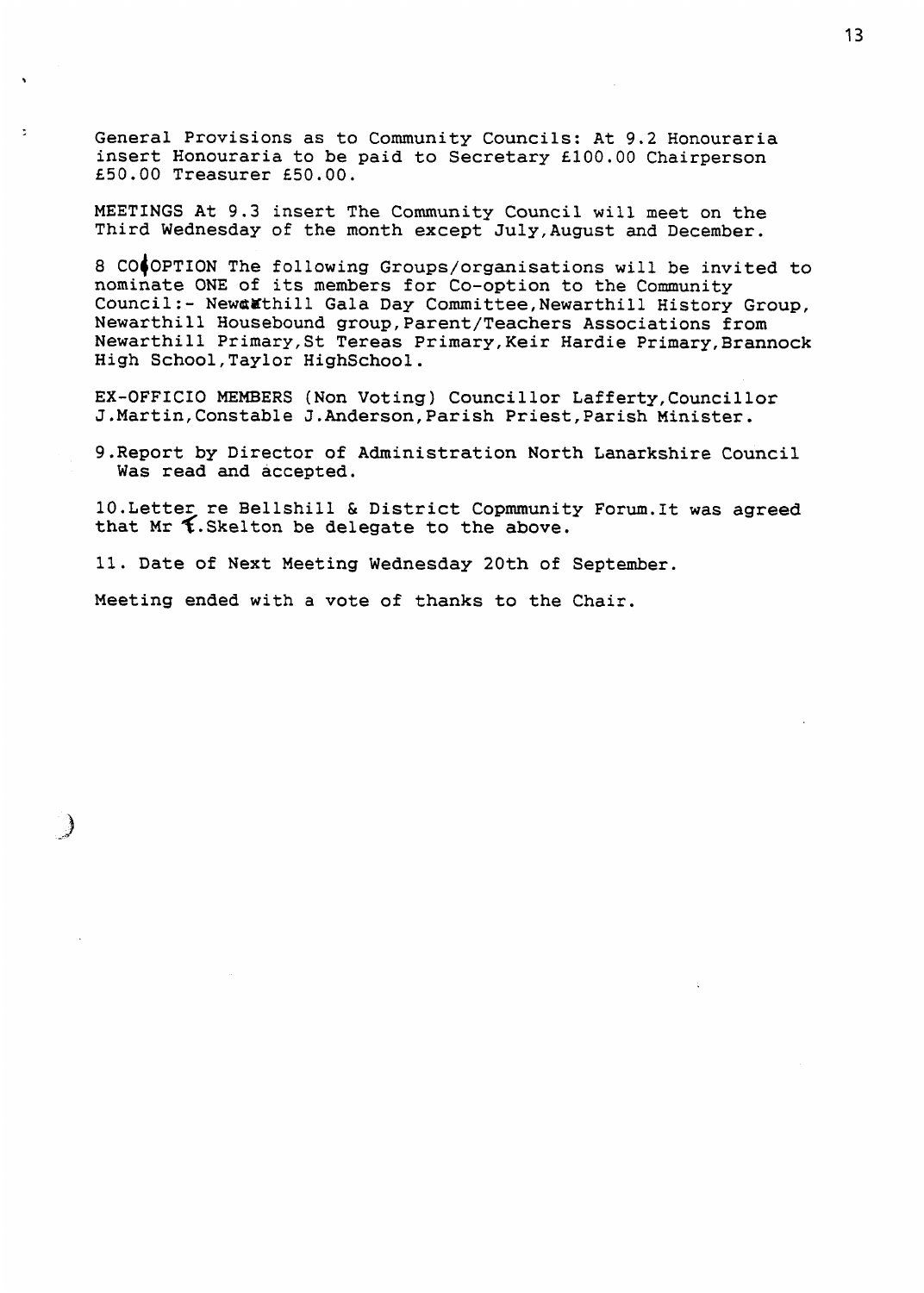General Provisions as to Community Councils: At 9.2 Honouraria insert Honouraria to be paid to Secretary £100.00 Chairperson £50.00 Treasurer £50.00.

MEETINGS At 9.3 insert The Community Council will meet on the Third Wednesday of the month except July,August and December.

8 CO-OPTION The following Groups/organisations will be invited to nominate ONE of its members for Co-option to the Community Council:- Newarthill Gala Day Committee,Newarthill History Group, Newarthill Housebound group,Parent/Teachers Associations from Newarthill Primary,St Tereas Primary,Keir Hardie Primary,Brannock High School,Taylor HighSchool.

EX-OFFICIO MEMBERS (Non Voting) Councillor Lafferty,Councillor J.Martin,Constable J.Anderson,Parish Priest,Parish Minister.

9.Report by Director of Administration North Lanarkshire Council Was read and accepted.

10.Letter re Bellshill & District Copmmunity Forum.It was agreed that Mr T.Skelton be delegate to the above.

11. Date of Next Meeting Wednesday 20th of September.

Meeting ended with a vote of thanks to the Chair.